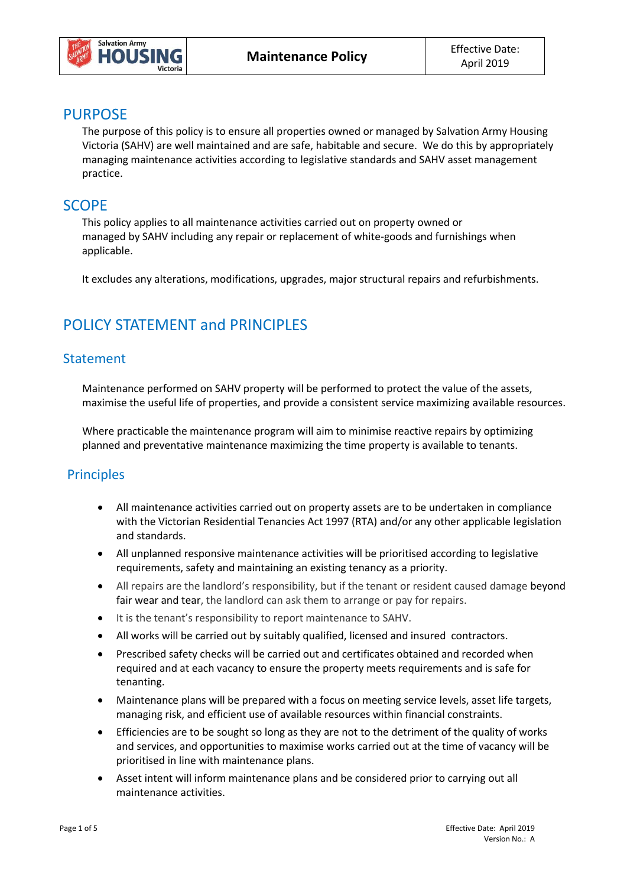| Salvation Army HOUSING Victoria | **Maintenance Policy** | Effective Date: April 2019 |
|---|---|---|

## PURPOSE

The purpose of this policy is to ensure all properties owned or managed by Salvation Army Housing Victoria (SAHV) are well maintained and are safe, habitable and secure. We do this by appropriately managing maintenance activities according to legislative standards and SAHV asset management practice.

## SCOPE

This policy applies to all maintenance activities carried out on property owned or managed by SAHV including any repair or replacement of white-goods and furnishings when applicable.

It excludes any alterations, modifications, upgrades, major structural repairs and refurbishments.

## POLICY STATEMENT and PRINCIPLES

### Statement

Maintenance performed on SAHV property will be performed to protect the value of the assets, maximise the useful life of properties, and provide a consistent service maximizing available resources.

Where practicable the maintenance program will aim to minimise reactive repairs by optimizing planned and preventative maintenance maximizing the time property is available to tenants.

### Principles

- All maintenance activities carried out on property assets are to be undertaken in compliance with the Victorian Residential Tenancies Act 1997 (RTA) and/or any other applicable legislation and standards.
- All unplanned responsive maintenance activities will be prioritised according to legislative requirements, safety and maintaining an existing tenancy as a priority.
- All repairs are the landlord's responsibility, but if the tenant or resident caused damage beyond fair wear and tear, the landlord can ask them to arrange or pay for repairs.
- It is the tenant's responsibility to report maintenance to SAHV.
- All works will be carried out by suitably qualified, licensed and insured contractors.
- Prescribed safety checks will be carried out and certificates obtained and recorded when required and at each vacancy to ensure the property meets requirements and is safe for tenanting.
- Maintenance plans will be prepared with a focus on meeting service levels, asset life targets, managing risk, and efficient use of available resources within financial constraints.
- Efficiencies are to be sought so long as they are not to the detriment of the quality of works and services, and opportunities to maximise works carried out at the time of vacancy will be prioritised in line with maintenance plans.
- Asset intent will inform maintenance plans and be considered prior to carrying out all maintenance activities.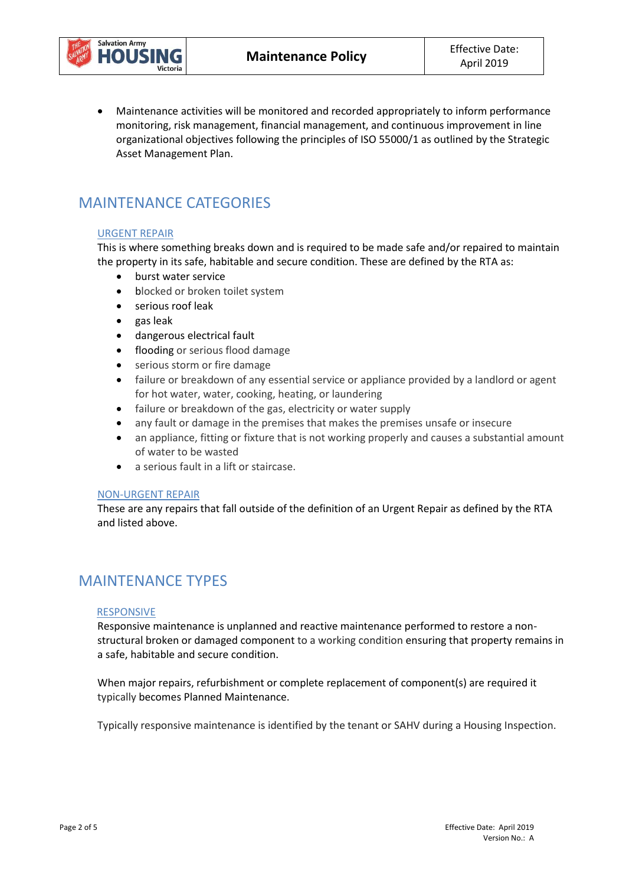- Maintenance activities will be monitored and recorded appropriately to inform performance monitoring, risk management, financial management, and continuous improvement in line organizational objectives following the principles of ISO 55000/1 as outlined by the Strategic Asset Management Plan.

## MAINTENANCE CATEGORIES

### URGENT REPAIR

This is where something breaks down and is required to be made safe and/or repaired to maintain the property in its safe, habitable and secure condition. These are defined by the RTA as:

- burst water service
- blocked or broken toilet system
- serious roof leak
- gas leak
- dangerous electrical fault
- flooding or serious flood damage
- serious storm or fire damage
- failure or breakdown of any essential service or appliance provided by a landlord or agent for hot water, water, cooking, heating, or laundering
- failure or breakdown of the gas, electricity or water supply
- any fault or damage in the premises that makes the premises unsafe or insecure
- an appliance, fitting or fixture that is not working properly and causes a substantial amount of water to be wasted
- a serious fault in a lift or staircase.

### NON-URGENT REPAIR

These are any repairs that fall outside of the definition of an Urgent Repair as defined by the RTA and listed above.

## MAINTENANCE TYPES

### RESPONSIVE

Responsive maintenance is unplanned and reactive maintenance performed to restore a non-structural broken or damaged component to a working condition ensuring that property remains in a safe, habitable and secure condition.

When major repairs, refurbishment or complete replacement of component(s) are required it typically becomes Planned Maintenance.

Typically responsive maintenance is identified by the tenant or SAHV during a Housing Inspection.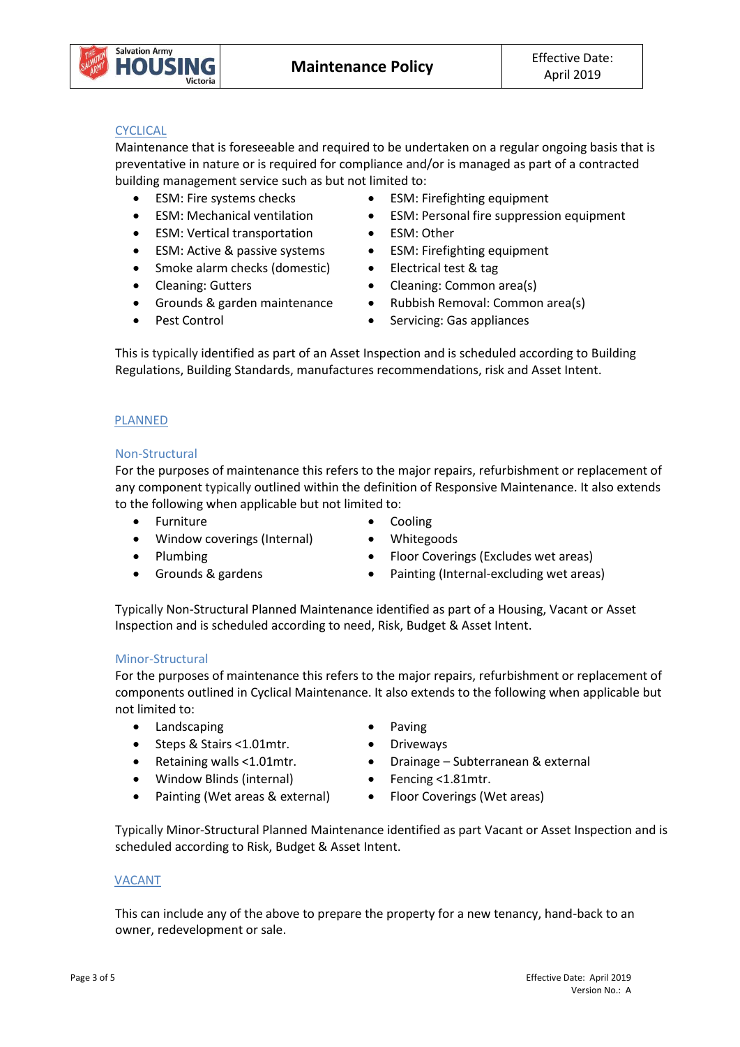## CYCLICAL

Maintenance that is foreseeable and required to be undertaken on a regular ongoing basis that is preventative in nature or is required for compliance and/or is managed as part of a contracted building management service such as but not limited to:

- ESM: Fire systems checks
- ESM: Mechanical ventilation
- ESM: Vertical transportation
- ESM: Active & passive systems
- Smoke alarm checks (domestic)
- Cleaning: Gutters
- Grounds & garden maintenance
- Pest Control
- ESM: Firefighting equipment
- ESM: Personal fire suppression equipment
- ESM: Other
- ESM: Firefighting equipment
- Electrical test & tag
- Cleaning: Common area(s)
- Rubbish Removal: Common area(s)
- Servicing: Gas appliances

This is typically identified as part of an Asset Inspection and is scheduled according to Building Regulations, Building Standards, manufactures recommendations, risk and Asset Intent.

## PLANNED

### Non-Structural

For the purposes of maintenance this refers to the major repairs, refurbishment or replacement of any component typically outlined within the definition of Responsive Maintenance. It also extends to the following when applicable but not limited to:

- Furniture
- Window coverings (Internal)
- Plumbing
- Grounds & gardens
- Cooling
- Whitegoods
- Floor Coverings (Excludes wet areas)
- Painting (Internal-excluding wet areas)

Typically Non-Structural Planned Maintenance identified as part of a Housing, Vacant or Asset Inspection and is scheduled according to need, Risk, Budget & Asset Intent.

### Minor-Structural

For the purposes of maintenance this refers to the major repairs, refurbishment or replacement of components outlined in Cyclical Maintenance. It also extends to the following when applicable but not limited to:

- Landscaping
- Steps & Stairs <1.01mtr.
- Retaining walls <1.01mtr.
- Window Blinds (internal)
- Painting (Wet areas & external)
- Paving
- Driveways
- Drainage – Subterranean & external
- Fencing <1.81mtr.
- Floor Coverings (Wet areas)

Typically Minor-Structural Planned Maintenance identified as part Vacant or Asset Inspection and is scheduled according to Risk, Budget & Asset Intent.

## VACANT

This can include any of the above to prepare the property for a new tenancy, hand-back to an owner, redevelopment or sale.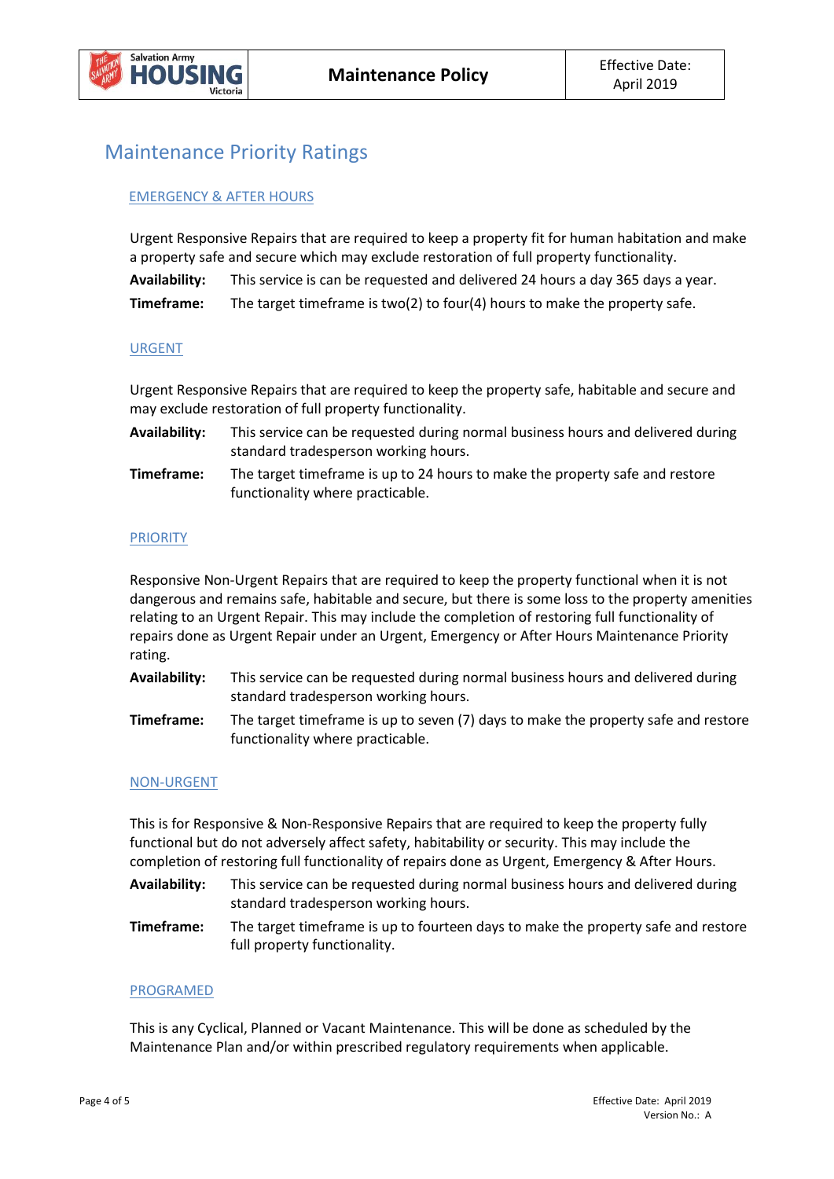## Maintenance Priority Ratings

### EMERGENCY & AFTER HOURS

Urgent Responsive Repairs that are required to keep a property fit for human habitation and make a property safe and secure which may exclude restoration of full property functionality.

**Availability:** This service is can be requested and delivered 24 hours a day 365 days a year.

**Timeframe:** The target timeframe is two(2) to four(4) hours to make the property safe.

### URGENT

Urgent Responsive Repairs that are required to keep the property safe, habitable and secure and may exclude restoration of full property functionality.

**Availability:** This service can be requested during normal business hours and delivered during standard tradesperson working hours.

**Timeframe:** The target timeframe is up to 24 hours to make the property safe and restore functionality where practicable.

### PRIORITY

Responsive Non-Urgent Repairs that are required to keep the property functional when it is not dangerous and remains safe, habitable and secure, but there is some loss to the property amenities relating to an Urgent Repair. This may include the completion of restoring full functionality of repairs done as Urgent Repair under an Urgent, Emergency or After Hours Maintenance Priority rating.

**Availability:** This service can be requested during normal business hours and delivered during standard tradesperson working hours.

**Timeframe:** The target timeframe is up to seven (7) days to make the property safe and restore functionality where practicable.

### NON-URGENT

This is for Responsive & Non-Responsive Repairs that are required to keep the property fully functional but do not adversely affect safety, habitability or security. This may include the completion of restoring full functionality of repairs done as Urgent, Emergency & After Hours.

**Availability:** This service can be requested during normal business hours and delivered during standard tradesperson working hours.

**Timeframe:** The target timeframe is up to fourteen days to make the property safe and restore full property functionality.

### PROGRAMED

This is any Cyclical, Planned or Vacant Maintenance. This will be done as scheduled by the Maintenance Plan and/or within prescribed regulatory requirements when applicable.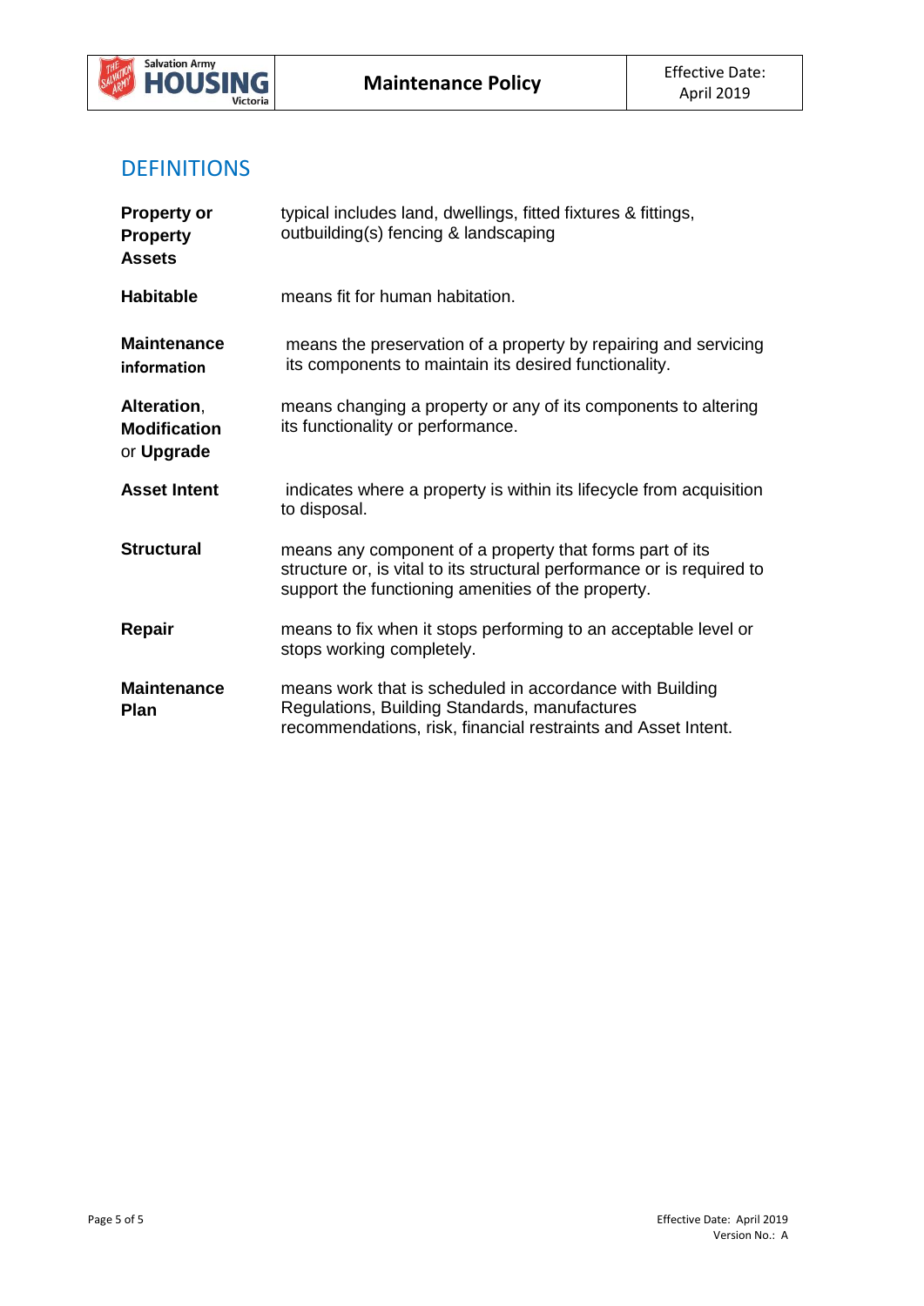## DEFINITIONS

| | |
|---|---|
| **Property or Property Assets** | typical includes land, dwellings, fitted fixtures & fittings, outbuilding(s) fencing & landscaping |
| **Habitable** | means fit for human habitation. |
| **Maintenance information** | means the preservation of a property by repairing and servicing its components to maintain its desired functionality. |
| **Alteration**, **Modification** or **Upgrade** | means changing a property or any of its components to altering its functionality or performance. |
| **Asset Intent** | indicates where a property is within its lifecycle from acquisition to disposal. |
| **Structural** | means any component of a property that forms part of its structure or, is vital to its structural performance or is required to support the functioning amenities of the property. |
| **Repair** | means to fix when it stops performing to an acceptable level or stops working completely. |
| **Maintenance Plan** | means work that is scheduled in accordance with Building Regulations, Building Standards, manufactures recommendations, risk, financial restraints and Asset Intent. |